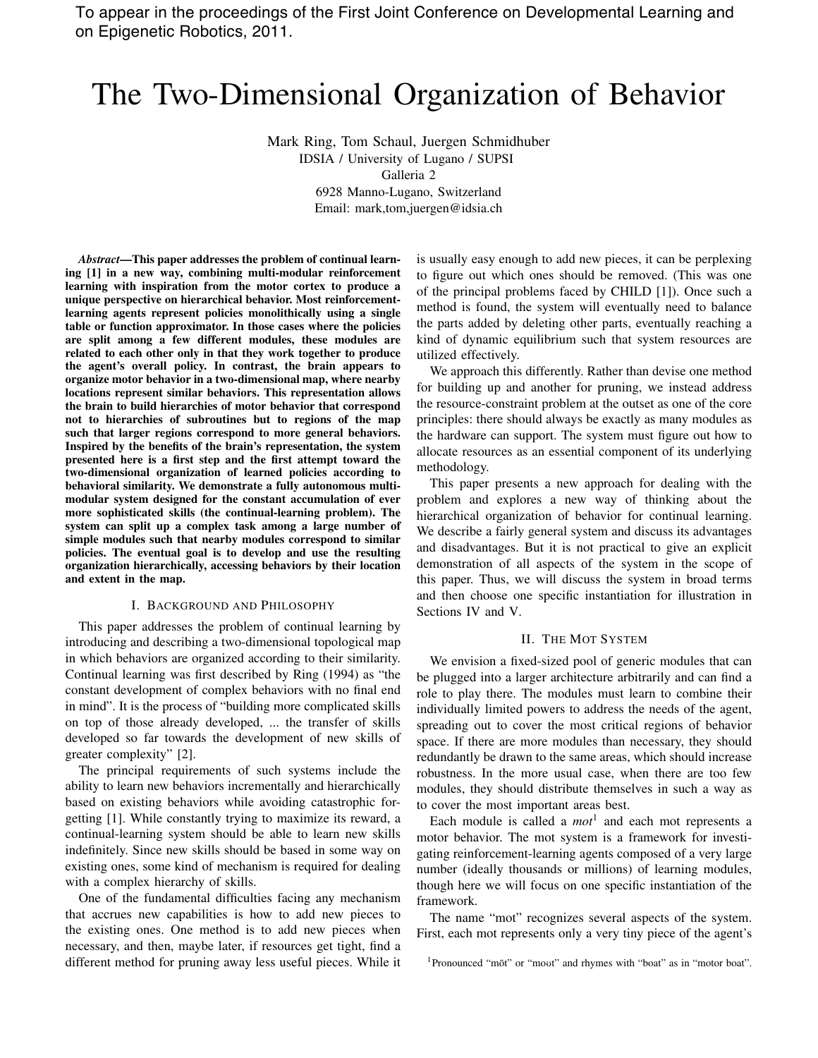To appear in the proceedings of the First Joint Conference on Developmental Learning and on Epigenetic Robotics, 2011.

# The Two-Dimensional Organization of Behavior

Mark Ring, Tom Schaul, Juergen Schmidhuber
IDSIA / University of Lugano / SUPSI
Galleria 2
6928 Manno-Lugano, Switzerland
Email: mark,tom,juergen@idsia.ch

***Abstract*—This paper addresses the problem of continual learning [1] in a new way, combining multi-modular reinforcement learning with inspiration from the motor cortex to produce a unique perspective on hierarchical behavior. Most reinforcement-learning agents represent policies monolithically using a single table or function approximator. In those cases where the policies are split among a few different modules, these modules are related to each other only in that they work together to produce the agent's overall policy. In contrast, the brain appears to organize motor behavior in a two-dimensional map, where nearby locations represent similar behaviors. This representation allows the brain to build hierarchies of motor behavior that correspond not to hierarchies of subroutines but to regions of the map such that larger regions correspond to more general behaviors. Inspired by the benefits of the brain's representation, the system presented here is a first step and the first attempt toward the two-dimensional organization of learned policies according to behavioral similarity. We demonstrate a fully autonomous multi-modular system designed for the constant accumulation of ever more sophisticated skills (the continual-learning problem). The system can split up a complex task among a large number of simple modules such that nearby modules correspond to similar policies. The eventual goal is to develop and use the resulting organization hierarchically, accessing behaviors by their location and extent in the map.**

## I. Background and Philosophy

This paper addresses the problem of continual learning by introducing and describing a two-dimensional topological map in which behaviors are organized according to their similarity. Continual learning was first described by Ring (1994) as "the constant development of complex behaviors with no final end in mind". It is the process of "building more complicated skills on top of those already developed, ... the transfer of skills developed so far towards the development of new skills of greater complexity" [2].

The principal requirements of such systems include the ability to learn new behaviors incrementally and hierarchically based on existing behaviors while avoiding catastrophic forgetting [1]. While constantly trying to maximize its reward, a continual-learning system should be able to learn new skills indefinitely. Since new skills should be based in some way on existing ones, some kind of mechanism is required for dealing with a complex hierarchy of skills.

One of the fundamental difficulties facing any mechanism that accrues new capabilities is how to add new pieces to the existing ones. One method is to add new pieces when necessary, and then, maybe later, if resources get tight, find a different method for pruning away less useful pieces. While it is usually easy enough to add new pieces, it can be perplexing to figure out which ones should be removed. (This was one of the principal problems faced by CHILD [1]). Once such a method is found, the system will eventually need to balance the parts added by deleting other parts, eventually reaching a kind of dynamic equilibrium such that system resources are utilized effectively.

We approach this differently. Rather than devise one method for building up and another for pruning, we instead address the resource-constraint problem at the outset as one of the core principles: there should always be exactly as many modules as the hardware can support. The system must figure out how to allocate resources as an essential component of its underlying methodology.

This paper presents a new approach for dealing with the problem and explores a new way of thinking about the hierarchical organization of behavior for continual learning. We describe a fairly general system and discuss its advantages and disadvantages. But it is not practical to give an explicit demonstration of all aspects of the system in the scope of this paper. Thus, we will discuss the system in broad terms and then choose one specific instantiation for illustration in Sections IV and V.

## II. The Mot System

We envision a fixed-sized pool of generic modules that can be plugged into a larger architecture arbitrarily and can find a role to play there. The modules must learn to combine their individually limited powers to address the needs of the agent, spreading out to cover the most critical regions of behavior space. If there are more modules than necessary, they should redundantly be drawn to the same areas, which should increase robustness. In the more usual case, when there are too few modules, they should distribute themselves in such a way as to cover the most important areas best.

Each module is called a *mot*[1] and each mot represents a motor behavior. The mot system is a framework for investigating reinforcement-learning agents composed of a very large number (ideally thousands or millions) of learning modules, though here we will focus on one specific instantiation of the framework.

The name "mot" recognizes several aspects of the system. First, each mot represents only a very tiny piece of the agent's

[1] Pronounced "mōt" or "moʊt" and rhymes with "boat" as in "motor boat".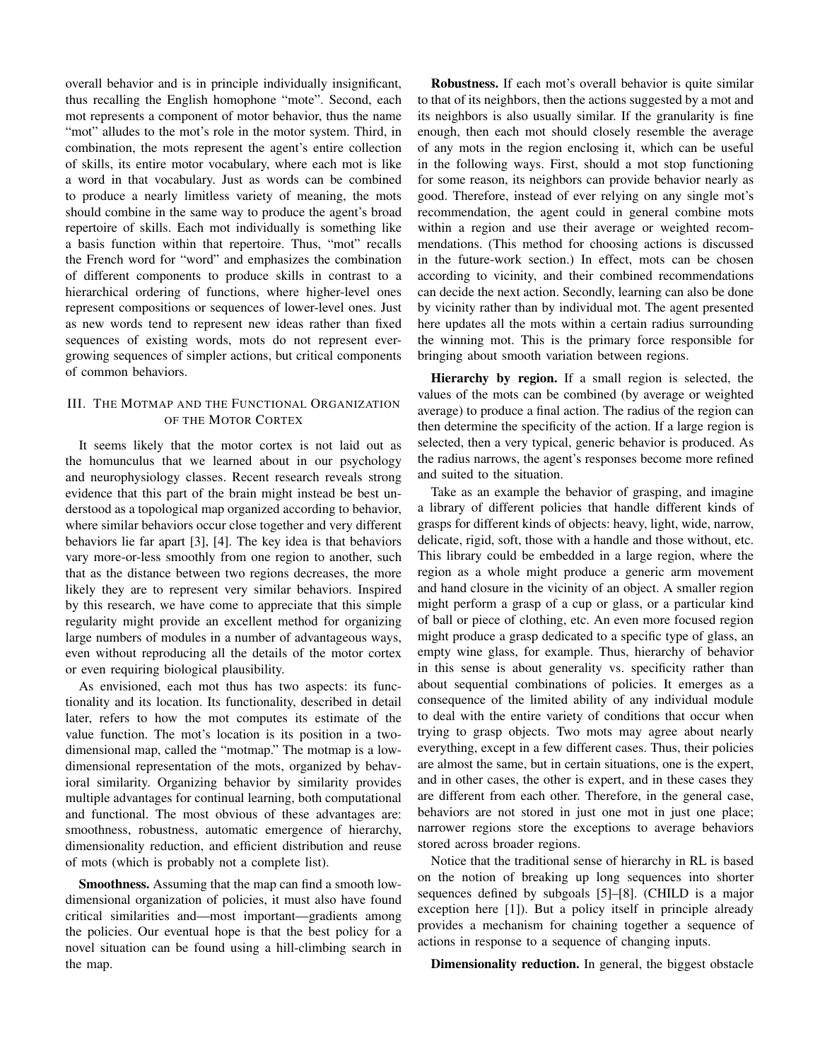overall behavior and is in principle individually insignificant, thus recalling the English homophone "mote". Second, each mot represents a component of motor behavior, thus the name "mot" alludes to the mot's role in the motor system. Third, in combination, the mots represent the agent's entire collection of skills, its entire motor vocabulary, where each mot is like a word in that vocabulary. Just as words can be combined to produce a nearly limitless variety of meaning, the mots should combine in the same way to produce the agent's broad repertoire of skills. Each mot individually is something like a basis function within that repertoire. Thus, "mot" recalls the French word for "word" and emphasizes the combination of different components to produce skills in contrast to a hierarchical ordering of functions, where higher-level ones represent compositions or sequences of lower-level ones. Just as new words tend to represent new ideas rather than fixed sequences of existing words, mots do not represent ever-growing sequences of simpler actions, but critical components of common behaviors.

## III. The Motmap and the Functional Organization of the Motor Cortex

It seems likely that the motor cortex is not laid out as the homunculus that we learned about in our psychology and neurophysiology classes. Recent research reveals strong evidence that this part of the brain might instead be best understood as a topological map organized according to behavior, where similar behaviors occur close together and very different behaviors lie far apart [3], [4]. The key idea is that behaviors vary more-or-less smoothly from one region to another, such that as the distance between two regions decreases, the more likely they are to represent very similar behaviors. Inspired by this research, we have come to appreciate that this simple regularity might provide an excellent method for organizing large numbers of modules in a number of advantageous ways, even without reproducing all the details of the motor cortex or even requiring biological plausibility.

As envisioned, each mot thus has two aspects: its functionality and its location. Its functionality, described in detail later, refers to how the mot computes its estimate of the value function. The mot's location is its position in a two-dimensional map, called the "motmap." The motmap is a low-dimensional representation of the mots, organized by behavioral similarity. Organizing behavior by similarity provides multiple advantages for continual learning, both computational and functional. The most obvious of these advantages are: smoothness, robustness, automatic emergence of hierarchy, dimensionality reduction, and efficient distribution and reuse of mots (which is probably not a complete list).

**Smoothness.** Assuming that the map can find a smooth low-dimensional organization of policies, it must also have found critical similarities and—most important—gradients among the policies. Our eventual hope is that the best policy for a novel situation can be found using a hill-climbing search in the map.

**Robustness.** If each mot's overall behavior is quite similar to that of its neighbors, then the actions suggested by a mot and its neighbors is also usually similar. If the granularity is fine enough, then each mot should closely resemble the average of any mots in the region enclosing it, which can be useful in the following ways. First, should a mot stop functioning for some reason, its neighbors can provide behavior nearly as good. Therefore, instead of ever relying on any single mot's recommendation, the agent could in general combine mots within a region and use their average or weighted recommendations. (This method for choosing actions is discussed in the future-work section.) In effect, mots can be chosen according to vicinity, and their combined recommendations can decide the next action. Secondly, learning can also be done by vicinity rather than by individual mot. The agent presented here updates all the mots within a certain radius surrounding the winning mot. This is the primary force responsible for bringing about smooth variation between regions.

**Hierarchy by region.** If a small region is selected, the values of the mots can be combined (by average or weighted average) to produce a final action. The radius of the region can then determine the specificity of the action. If a large region is selected, then a very typical, generic behavior is produced. As the radius narrows, the agent's responses become more refined and suited to the situation.

Take as an example the behavior of grasping, and imagine a library of different policies that handle different kinds of grasps for different kinds of objects: heavy, light, wide, narrow, delicate, rigid, soft, those with a handle and those without, etc. This library could be embedded in a large region, where the region as a whole might produce a generic arm movement and hand closure in the vicinity of an object. A smaller region might perform a grasp of a cup or glass, or a particular kind of ball or piece of clothing, etc. An even more focused region might produce a grasp dedicated to a specific type of glass, an empty wine glass, for example. Thus, hierarchy of behavior in this sense is about generality vs. specificity rather than about sequential combinations of policies. It emerges as a consequence of the limited ability of any individual module to deal with the entire variety of conditions that occur when trying to grasp objects. Two mots may agree about nearly everything, except in a few different cases. Thus, their policies are almost the same, but in certain situations, one is the expert, and in other cases, the other is expert, and in these cases they are different from each other. Therefore, in the general case, behaviors are not stored in just one mot in just one place; narrower regions store the exceptions to average behaviors stored across broader regions.

Notice that the traditional sense of hierarchy in RL is based on the notion of breaking up long sequences into shorter sequences defined by subgoals [5]–[8]. (CHILD is a major exception here [1]). But a policy itself in principle already provides a mechanism for chaining together a sequence of actions in response to a sequence of changing inputs.

**Dimensionality reduction.** In general, the biggest obstacle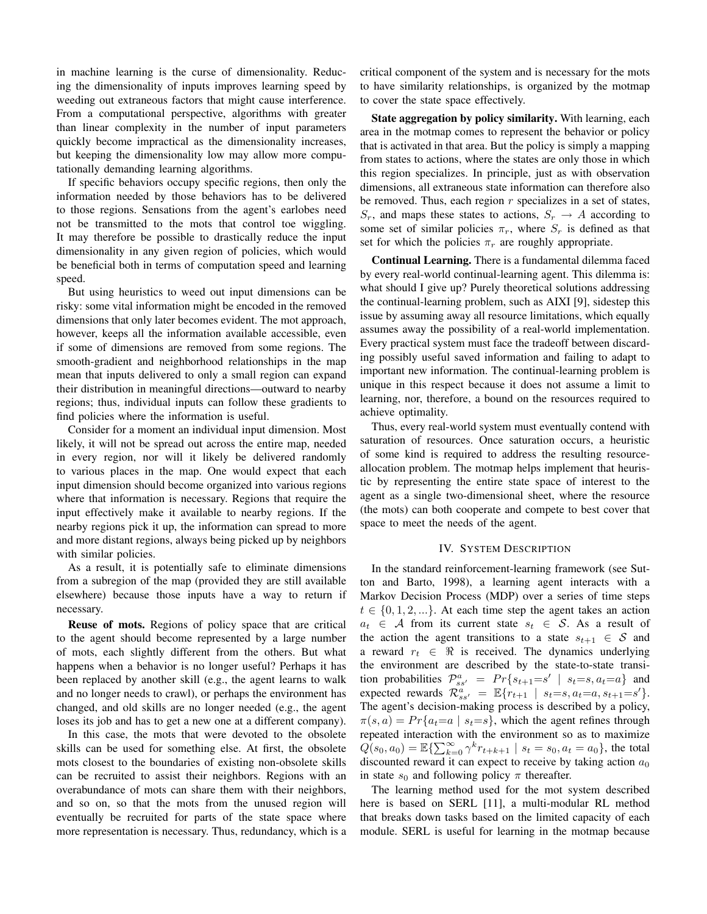in machine learning is the curse of dimensionality. Reducing the dimensionality of inputs improves learning speed by weeding out extraneous factors that might cause interference. From a computational perspective, algorithms with greater than linear complexity in the number of input parameters quickly become impractical as the dimensionality increases, but keeping the dimensionality low may allow more computationally demanding learning algorithms.

If specific behaviors occupy specific regions, then only the information needed by those behaviors has to be delivered to those regions. Sensations from the agent's earlobes need not be transmitted to the mots that control toe wiggling. It may therefore be possible to drastically reduce the input dimensionality in any given region of policies, which would be beneficial both in terms of computation speed and learning speed.

But using heuristics to weed out input dimensions can be risky: some vital information might be encoded in the removed dimensions that only later becomes evident. The mot approach, however, keeps all the information available accessible, even if some of dimensions are removed from some regions. The smooth-gradient and neighborhood relationships in the map mean that inputs delivered to only a small region can expand their distribution in meaningful directions—outward to nearby regions; thus, individual inputs can follow these gradients to find policies where the information is useful.

Consider for a moment an individual input dimension. Most likely, it will not be spread out across the entire map, needed in every region, nor will it likely be delivered randomly to various places in the map. One would expect that each input dimension should become organized into various regions where that information is necessary. Regions that require the input effectively make it available to nearby regions. If the nearby regions pick it up, the information can spread to more and more distant regions, always being picked up by neighbors with similar policies.

As a result, it is potentially safe to eliminate dimensions from a subregion of the map (provided they are still available elsewhere) because those inputs have a way to return if necessary.

**Reuse of mots.** Regions of policy space that are critical to the agent should become represented by a large number of mots, each slightly different from the others. But what happens when a behavior is no longer useful? Perhaps it has been replaced by another skill (e.g., the agent learns to walk and no longer needs to crawl), or perhaps the environment has changed, and old skills are no longer needed (e.g., the agent loses its job and has to get a new one at a different company).

In this case, the mots that were devoted to the obsolete skills can be used for something else. At first, the obsolete mots closest to the boundaries of existing non-obsolete skills can be recruited to assist their neighbors. Regions with an overabundance of mots can share them with their neighbors, and so on, so that the mots from the unused region will eventually be recruited for parts of the state space where more representation is necessary. Thus, redundancy, which is a critical component of the system and is necessary for the mots to have similarity relationships, is organized by the motmap to cover the state space effectively.

**State aggregation by policy similarity.** With learning, each area in the motmap comes to represent the behavior or policy that is activated in that area. But the policy is simply a mapping from states to actions, where the states are only those in which this region specializes. In principle, just as with observation dimensions, all extraneous state information can therefore also be removed. Thus, each region $r$ specializes in a set of states, $S_r$, and maps these states to actions, $S_r \rightarrow A$ according to some set of similar policies $\pi_r$, where $S_r$ is defined as that set for which the policies $\pi_r$ are roughly appropriate.

**Continual Learning.** There is a fundamental dilemma faced by every real-world continual-learning agent. This dilemma is: what should I give up? Purely theoretical solutions addressing the continual-learning problem, such as AIXI [9], sidestep this issue by assuming away all resource limitations, which equally assumes away the possibility of a real-world implementation. Every practical system must face the tradeoff between discarding possibly useful saved information and failing to adapt to important new information. The continual-learning problem is unique in this respect because it does not assume a limit to learning, nor, therefore, a bound on the resources required to achieve optimality.

Thus, every real-world system must eventually contend with saturation of resources. Once saturation occurs, a heuristic of some kind is required to address the resulting resource-allocation problem. The motmap helps implement that heuristic by representing the entire state space of interest to the agent as a single two-dimensional sheet, where the resource (the mots) can both cooperate and compete to best cover that space to meet the needs of the agent.

## IV. System Description

In the standard reinforcement-learning framework (see Sutton and Barto, 1998), a learning agent interacts with a Markov Decision Process (MDP) over a series of time steps $t \in \{0, 1, 2, ...\}$. At each time step the agent takes an action $a_t \in \mathcal{A}$ from its current state $s_t \in \mathcal{S}$. As a result of the action the agent transitions to a state $s_{t+1} \in \mathcal{S}$ and a reward $r_t \in \Re$ is received. The dynamics underlying the environment are described by the state-to-state transition probabilities $\mathcal{P}^a_{ss'} = Pr\{s_{t+1}{=}s' \mid s_t{=}s, a_t{=}a\}$ and expected rewards $\mathcal{R}^a_{ss'} = \mathbb{E}\{r_{t+1} \mid s_t{=}s, a_t{=}a, s_{t+1}{=}s'\}$. The agent's decision-making process is described by a policy, $\pi(s, a) = Pr\{a_t{=}a \mid s_t{=}s\}$, which the agent refines through repeated interaction with the environment so as to maximize $Q(s_0, a_0) = \mathbb{E}\{\sum_{k=0}^{\infty} \gamma^k r_{t+k+1} \mid s_t = s_0, a_t = a_0\}$, the total discounted reward it can expect to receive by taking action $a_0$ in state $s_0$ and following policy $\pi$ thereafter.

The learning method used for the mot system described here is based on SERL [11], a multi-modular RL method that breaks down tasks based on the limited capacity of each module. SERL is useful for learning in the motmap because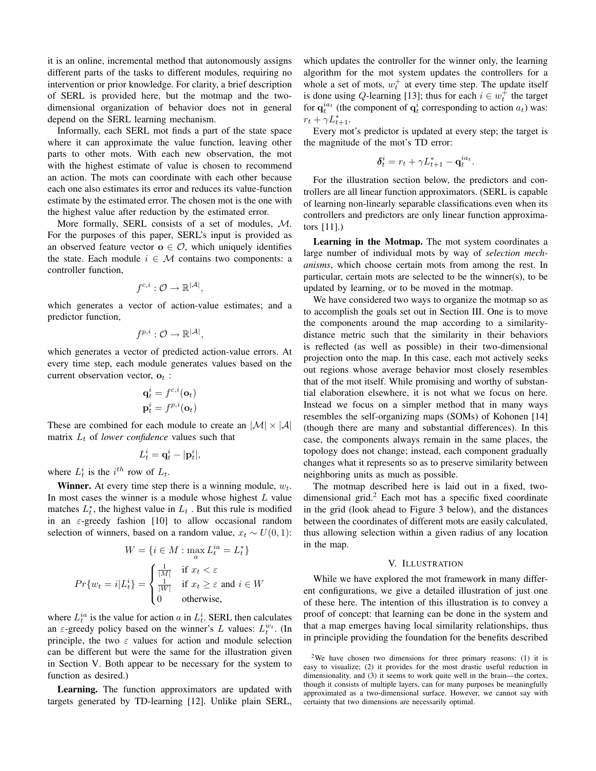it is an online, incremental method that autonomously assigns different parts of the tasks to different modules, requiring no intervention or prior knowledge. For clarity, a brief description of SERL is provided here, but the motmap and the two-dimensional organization of behavior does not in general depend on the SERL learning mechanism.

Informally, each SERL mot finds a part of the state space where it can approximate the value function, leaving other parts to other mots. With each new observation, the mot with the highest estimate of value is chosen to recommend an action. The mots can coordinate with each other because each one also estimates its error and reduces its value-function estimate by the estimated error. The chosen mot is the one with the highest value after reduction by the estimated error.

More formally, SERL consists of a set of modules, $\mathcal{M}$. For the purposes of this paper, SERL's input is provided as an observed feature vector $\mathbf{o} \in \mathcal{O}$, which uniquely identifies the state. Each module $i \in \mathcal{M}$ contains two components: a controller function,

$$f^{c,i} : \mathcal{O} \rightarrow \mathbb{R}^{|\mathcal{A}|},$$

which generates a vector of action-value estimates; and a predictor function,

$$f^{p,i} : \mathcal{O} \rightarrow \mathbb{R}^{|\mathcal{A}|},$$

which generates a vector of predicted action-value errors. At every time step, each module generates values based on the current observation vector, $\mathbf{o}_t$ :

$$\mathbf{q}_t^i = f^{c,i}(\mathbf{o}_t)$$
$$\mathbf{p}_t^i = f^{p,i}(\mathbf{o}_t)$$

These are combined for each module to create an $|\mathcal{M}| \times |\mathcal{A}|$ matrix $L_t$ of *lower confidence* values such that

$$L_t^i = \mathbf{q}_t^i - |\mathbf{p}_t^i|,$$

where $L_t^i$ is the $i^{th}$ row of $L_t$.

**Winner.** At every time step there is a winning module, $w_t$. In most cases the winner is a module whose highest $L$ value matches $L_t^*$, the highest value in $L_t$ . But this rule is modified in an $\varepsilon$-greedy fashion [10] to allow occasional random selection of winners, based on a random value, $x_t \sim U(0, 1)$:

$$W = \{i \in M : \max_a L_t^{ia} = L_t^*\}$$

$$Pr\{w_t = i|L_t^i\} = \begin{cases} \frac{1}{|M|} & \text{if } x_t < \varepsilon \\ \frac{1}{|W|} & \text{if } x_t \geq \varepsilon \text{ and } i \in W \\ 0 & \text{otherwise,} \end{cases}$$

where $L_t^{ia}$ is the value for action $a$ in $L_t^i$. SERL then calculates an $\varepsilon$-greedy policy based on the winner's $L$ values: $L_t^{w_t}$. (In principle, the two $\varepsilon$ values for action and module selection can be different but were the same for the illustration given in Section V. Both appear to be necessary for the system to function as desired.)

**Learning.** The function approximators are updated with targets generated by TD-learning [12]. Unlike plain SERL, which updates the controller for the winner only, the learning algorithm for the mot system updates the controllers for a whole a set of mots, $w_t^+$ at every time step. The update itself is done using $Q$-learning [13]; thus for each $i \in w_t^+$ the target for $\mathbf{q}_t^{ia_t}$ (the component of $\mathbf{q}_t^i$ corresponding to action $a_t$) was: $r_t + \gamma L_{t+1}^*$.

Every mot's predictor is updated at every step; the target is the magnitude of the mot's TD error:

$$\boldsymbol{\delta}_t^i = r_t + \gamma L_{t+1}^* - \mathbf{q}_t^{ia_t}.$$

For the illustration section below, the predictors and controllers are all linear function approximators. (SERL is capable of learning non-linearly separable classifications even when its controllers and predictors are only linear function approximators [11].)

**Learning in the Motmap.** The mot system coordinates a large number of individual mots by way of *selection mechanisms*, which choose certain mots from among the rest. In particular, certain mots are selected to be the winner(s), to be updated by learning, or to be moved in the motmap.

We have considered two ways to organize the motmap so as to accomplish the goals set out in Section III. One is to move the components around the map according to a similarity-distance metric such that the similarity in their behaviors is reflected (as well as possible) in their two-dimensional projection onto the map. In this case, each mot actively seeks out regions whose average behavior most closely resembles that of the mot itself. While promising and worthy of substantial elaboration elsewhere, it is not what we focus on here. Instead we focus on a simpler method that in many ways resembles the self-organizing maps (SOMs) of Kohonen [14] (though there are many and substantial differences). In this case, the components always remain in the same places, the topology does not change; instead, each component gradually changes what it represents so as to preserve similarity between neighboring units as much as possible.

The motmap described here is laid out in a fixed, two-dimensional grid.[2] Each mot has a specific fixed coordinate in the grid (look ahead to Figure 3 below), and the distances between the coordinates of different mots are easily calculated, thus allowing selection within a given radius of any location in the map.

## V. Illustration

While we have explored the mot framework in many different configurations, we give a detailed illustration of just one of these here. The intention of this illustration is to convey a proof of concept: that learning can be done in the system and that a map emerges having local similarity relationships, thus in principle providing the foundation for the benefits described

[2] We have chosen two dimensions for three primary reasons: (1) it is easy to visualize; (2) it provides for the most drastic useful reduction in dimensionality, and (3) it seems to work quite well in the brain—the cortex, though it consists of multiple layers, can for many purposes be meaningfully approximated as a two-dimensional surface. However, we cannot say with certainty that two dimensions are necessarily optimal.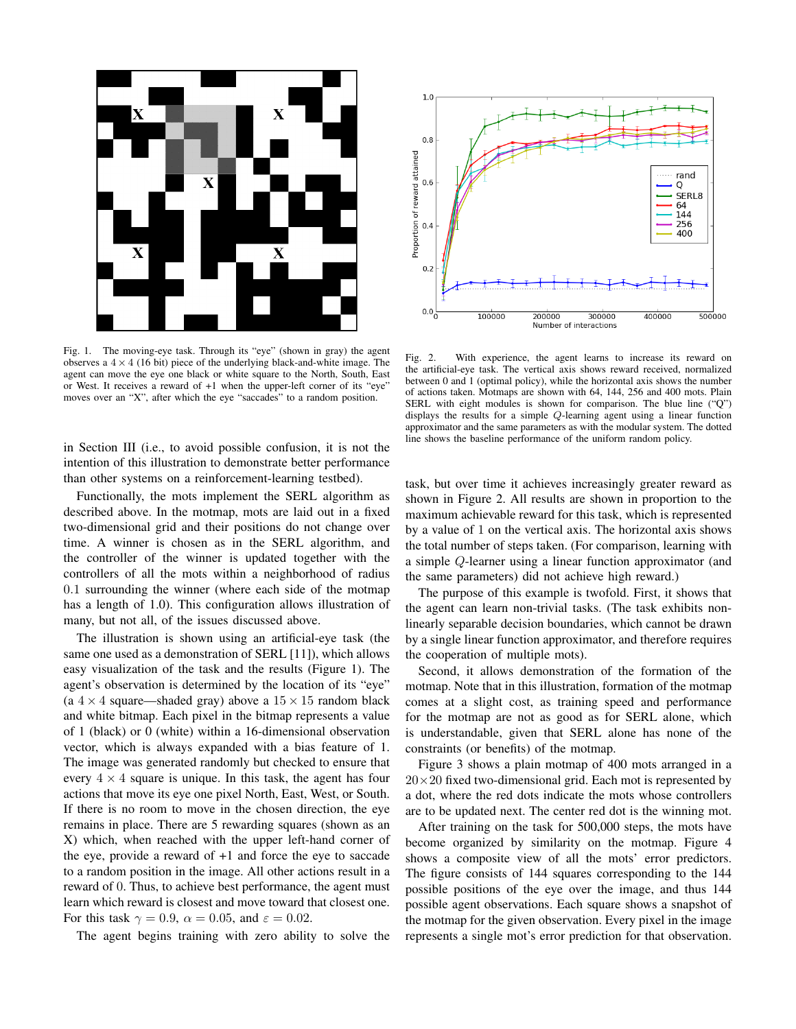Fig. 1. The moving-eye task. Through its "eye" (shown in gray) the agent observes a $4 \times 4$ (16 bit) piece of the underlying black-and-white image. The agent can move the eye one black or white square to the North, South, East or West. It receives a reward of +1 when the upper-left corner of its "eye" moves over an "X", after which the eye "saccades" to a random position.

in Section III (i.e., to avoid possible confusion, it is not the intention of this illustration to demonstrate better performance than other systems on a reinforcement-learning testbed).

Functionally, the mots implement the SERL algorithm as described above. In the motmap, mots are laid out in a fixed two-dimensional grid and their positions do not change over time. A winner is chosen as in the SERL algorithm, and the controller of the winner is updated together with the controllers of all the mots within a neighborhood of radius 0.1 surrounding the winner (where each side of the motmap has a length of 1.0). This configuration allows illustration of many, but not all, of the issues discussed above.

The illustration is shown using an artificial-eye task (the same one used as a demonstration of SERL [11]), which allows easy visualization of the task and the results (Figure 1). The agent's observation is determined by the location of its "eye" (a $4 \times 4$ square—shaded gray) above a $15 \times 15$ random black and white bitmap. Each pixel in the bitmap represents a value of 1 (black) or 0 (white) within a 16-dimensional observation vector, which is always expanded with a bias feature of 1. The image was generated randomly but checked to ensure that every $4 \times 4$ square is unique. In this task, the agent has four actions that move its eye one pixel North, East, West, or South. If there is no room to move in the chosen direction, the eye remains in place. There are 5 rewarding squares (shown as an X) which, when reached with the upper left-hand corner of the eye, provide a reward of +1 and force the eye to saccade to a random position in the image. All other actions result in a reward of 0. Thus, to achieve best performance, the agent must learn which reward is closest and move toward that closest one. For this task $\gamma = 0.9$, $\alpha = 0.05$, and $\varepsilon = 0.02$.

The agent begins training with zero ability to solve the task, but over time it achieves increasingly greater reward as shown in Figure 2. All results are shown in proportion to the maximum achievable reward for this task, which is represented by a value of 1 on the vertical axis. The horizontal axis shows the total number of steps taken. (For comparison, learning with a simple $Q$-learner using a linear function approximator (and the same parameters) did not achieve high reward.)

Fig. 2. With experience, the agent learns to increase its reward on the artificial-eye task. The vertical axis shows reward received, normalized between 0 and 1 (optimal policy), while the horizontal axis shows the number of actions taken. Motmaps are shown with 64, 144, 256 and 400 mots. Plain SERL with eight modules is shown for comparison. The blue line ("Q") displays the results for a simple $Q$-learning agent using a linear function approximator and the same parameters as with the modular system. The dotted line shows the baseline performance of the uniform random policy.

The purpose of this example is twofold. First, it shows that the agent can learn non-trivial tasks. (The task exhibits non-linearly separable decision boundaries, which cannot be drawn by a single linear function approximator, and therefore requires the cooperation of multiple mots).

Second, it allows demonstration of the formation of the motmap. Note that in this illustration, formation of the motmap comes at a slight cost, as training speed and performance for the motmap are not as good as for SERL alone, which is understandable, given that SERL alone has none of the constraints (or benefits) of the motmap.

Figure 3 shows a plain motmap of 400 mots arranged in a $20 \times 20$ fixed two-dimensional grid. Each mot is represented by a dot, where the red dots indicate the mots whose controllers are to be updated next. The center red dot is the winning mot.

After training on the task for 500,000 steps, the mots have become organized by similarity on the motmap. Figure 4 shows a composite view of all the mots' error predictors. The figure consists of 144 squares corresponding to the 144 possible positions of the eye over the image, and thus 144 possible agent observations. Each square shows a snapshot of the motmap for the given observation. Every pixel in the image represents a single mot's error prediction for that observation.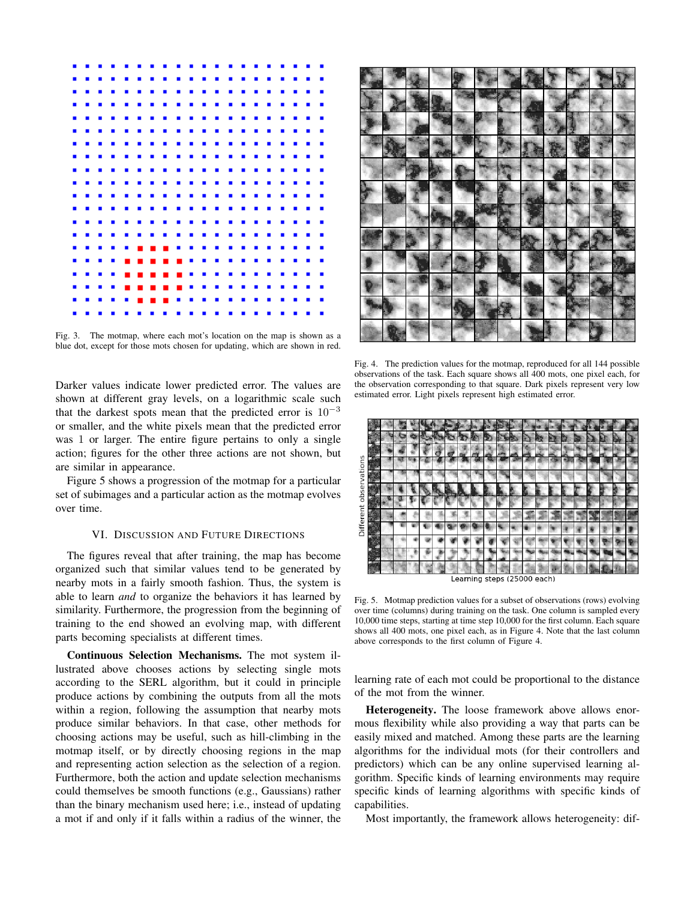Fig. 3. The motmap, where each mot's location on the map is shown as a blue dot, except for those mots chosen for updating, which are shown in red.

Fig. 4. The prediction values for the motmap, reproduced for all 144 possible observations of the task. Each square shows all 400 mots, one pixel each, for the observation corresponding to that square. Dark pixels represent very low estimated error. Light pixels represent high estimated error.

Darker values indicate lower predicted error. The values are shown at different gray levels, on a logarithmic scale such that the darkest spots mean that the predicted error is $10^{-3}$ or smaller, and the white pixels mean that the predicted error was 1 or larger. The entire figure pertains to only a single action; figures for the other three actions are not shown, but are similar in appearance.

Figure 5 shows a progression of the motmap for a particular set of subimages and a particular action as the motmap evolves over time.

Fig. 5. Motmap prediction values for a subset of observations (rows) evolving over time (columns) during training on the task. One column is sampled every 10,000 time steps, starting at time step 10,000 for the first column. Each square shows all 400 mots, one pixel each, as in Figure 4. Note that the last column above corresponds to the first column of Figure 4.

## VI. Discussion and Future Directions

The figures reveal that after training, the map has become organized such that similar values tend to be generated by nearby mots in a fairly smooth fashion. Thus, the system is able to learn *and* to organize the behaviors it has learned by similarity. Furthermore, the progression from the beginning of training to the end showed an evolving map, with different parts becoming specialists at different times.

**Continuous Selection Mechanisms.** The mot system illustrated above chooses actions by selecting single mots according to the SERL algorithm, but it could in principle produce actions by combining the outputs from all the mots within a region, following the assumption that nearby mots produce similar behaviors. In that case, other methods for choosing actions may be useful, such as hill-climbing in the motmap itself, or by directly choosing regions in the map and representing action selection as the selection of a region. Furthermore, both the action and update selection mechanisms could themselves be smooth functions (e.g., Gaussians) rather than the binary mechanism used here; i.e., instead of updating a mot if and only if it falls within a radius of the winner, the learning rate of each mot could be proportional to the distance of the mot from the winner.

**Heterogeneity.** The loose framework above allows enormous flexibility while also providing a way that parts can be easily mixed and matched. Among these parts are the learning algorithms for the individual mots (for their controllers and predictors) which can be any online supervised learning algorithm. Specific kinds of learning environments may require specific kinds of learning algorithms with specific kinds of capabilities.

Most importantly, the framework allows heterogeneity: dif-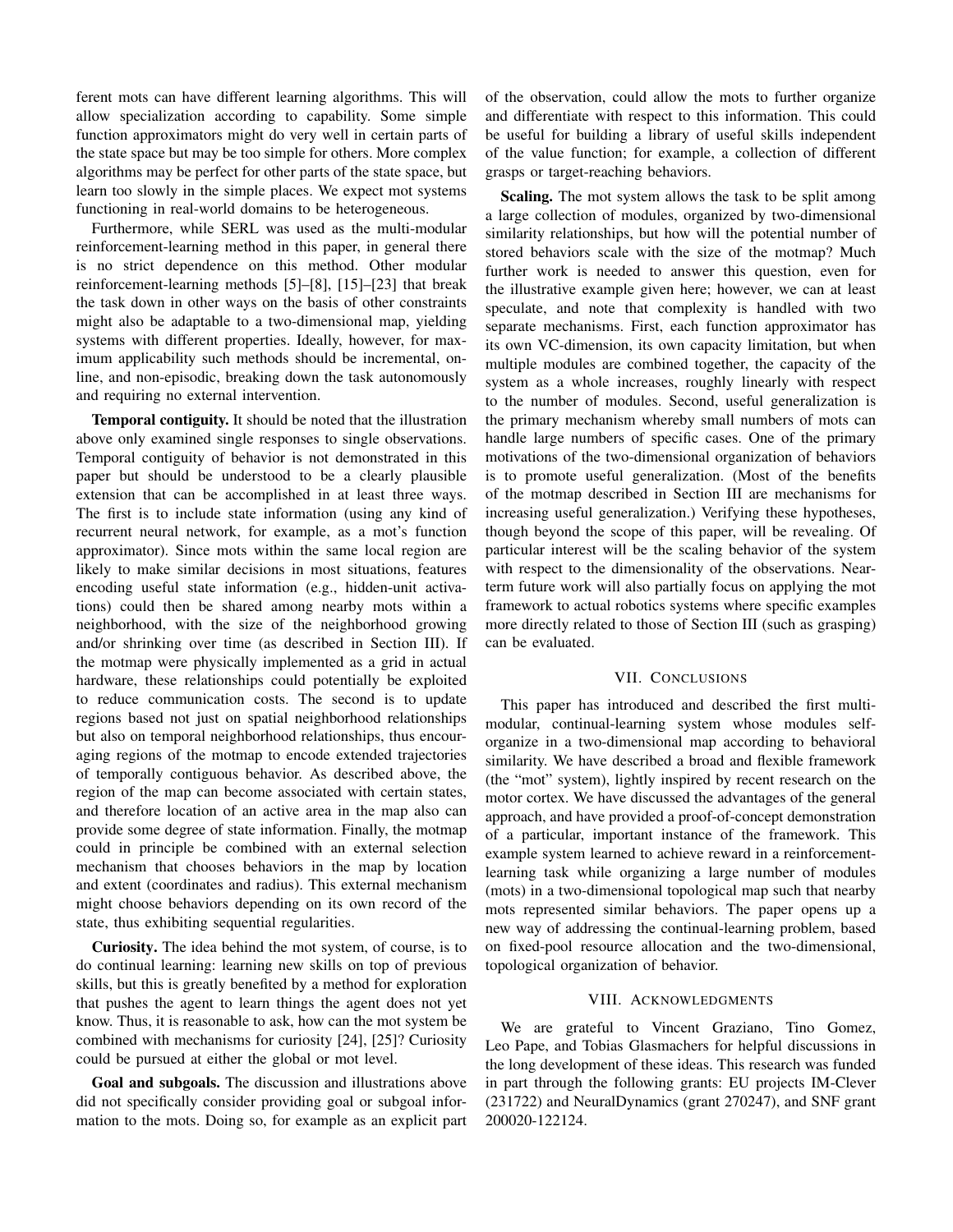ferent mots can have different learning algorithms. This will allow specialization according to capability. Some simple function approximators might do very well in certain parts of the state space but may be too simple for others. More complex algorithms may be perfect for other parts of the state space, but learn too slowly in the simple places. We expect mot systems functioning in real-world domains to be heterogeneous.

Furthermore, while SERL was used as the multi-modular reinforcement-learning method in this paper, in general there is no strict dependence on this method. Other modular reinforcement-learning methods [5]–[8], [15]–[23] that break the task down in other ways on the basis of other constraints might also be adaptable to a two-dimensional map, yielding systems with different properties. Ideally, however, for maximum applicability such methods should be incremental, online, and non-episodic, breaking down the task autonomously and requiring no external intervention.

**Temporal contiguity.** It should be noted that the illustration above only examined single responses to single observations. Temporal contiguity of behavior is not demonstrated in this paper but should be understood to be a clearly plausible extension that can be accomplished in at least three ways. The first is to include state information (using any kind of recurrent neural network, for example, as a mot's function approximator). Since mots within the same local region are likely to make similar decisions in most situations, features encoding useful state information (e.g., hidden-unit activations) could then be shared among nearby mots within a neighborhood, with the size of the neighborhood growing and/or shrinking over time (as described in Section III). If the motmap were physically implemented as a grid in actual hardware, these relationships could potentially be exploited to reduce communication costs. The second is to update regions based not just on spatial neighborhood relationships but also on temporal neighborhood relationships, thus encouraging regions of the motmap to encode extended trajectories of temporally contiguous behavior. As described above, the region of the map can become associated with certain states, and therefore location of an active area in the map also can provide some degree of state information. Finally, the motmap could in principle be combined with an external selection mechanism that chooses behaviors in the map by location and extent (coordinates and radius). This external mechanism might choose behaviors depending on its own record of the state, thus exhibiting sequential regularities.

**Curiosity.** The idea behind the mot system, of course, is to do continual learning: learning new skills on top of previous skills, but this is greatly benefited by a method for exploration that pushes the agent to learn things the agent does not yet know. Thus, it is reasonable to ask, how can the mot system be combined with mechanisms for curiosity [24], [25]? Curiosity could be pursued at either the global or mot level.

**Goal and subgoals.** The discussion and illustrations above did not specifically consider providing goal or subgoal information to the mots. Doing so, for example as an explicit part of the observation, could allow the mots to further organize and differentiate with respect to this information. This could be useful for building a library of useful skills independent of the value function; for example, a collection of different grasps or target-reaching behaviors.

**Scaling.** The mot system allows the task to be split among a large collection of modules, organized by two-dimensional similarity relationships, but how will the potential number of stored behaviors scale with the size of the motmap? Much further work is needed to answer this question, even for the illustrative example given here; however, we can at least speculate, and note that complexity is handled with two separate mechanisms. First, each function approximator has its own VC-dimension, its own capacity limitation, but when multiple modules are combined together, the capacity of the system as a whole increases, roughly linearly with respect to the number of modules. Second, useful generalization is the primary mechanism whereby small numbers of mots can handle large numbers of specific cases. One of the primary motivations of the two-dimensional organization of behaviors is to promote useful generalization. (Most of the benefits of the motmap described in Section III are mechanisms for increasing useful generalization.) Verifying these hypotheses, though beyond the scope of this paper, will be revealing. Of particular interest will be the scaling behavior of the system with respect to the dimensionality of the observations. Near-term future work will also partially focus on applying the mot framework to actual robotics systems where specific examples more directly related to those of Section III (such as grasping) can be evaluated.

## VII. Conclusions

This paper has introduced and described the first multi-modular, continual-learning system whose modules self-organize in a two-dimensional map according to behavioral similarity. We have described a broad and flexible framework (the "mot" system), lightly inspired by recent research on the motor cortex. We have discussed the advantages of the general approach, and have provided a proof-of-concept demonstration of a particular, important instance of the framework. This example system learned to achieve reward in a reinforcement-learning task while organizing a large number of modules (mots) in a two-dimensional topological map such that nearby mots represented similar behaviors. The paper opens up a new way of addressing the continual-learning problem, based on fixed-pool resource allocation and the two-dimensional, topological organization of behavior.

## VIII. Acknowledgments

We are grateful to Vincent Graziano, Tino Gomez, Leo Pape, and Tobias Glasmachers for helpful discussions in the long development of these ideas. This research was funded in part through the following grants: EU projects IM-Clever (231722) and NeuralDynamics (grant 270247), and SNF grant 200020-122124.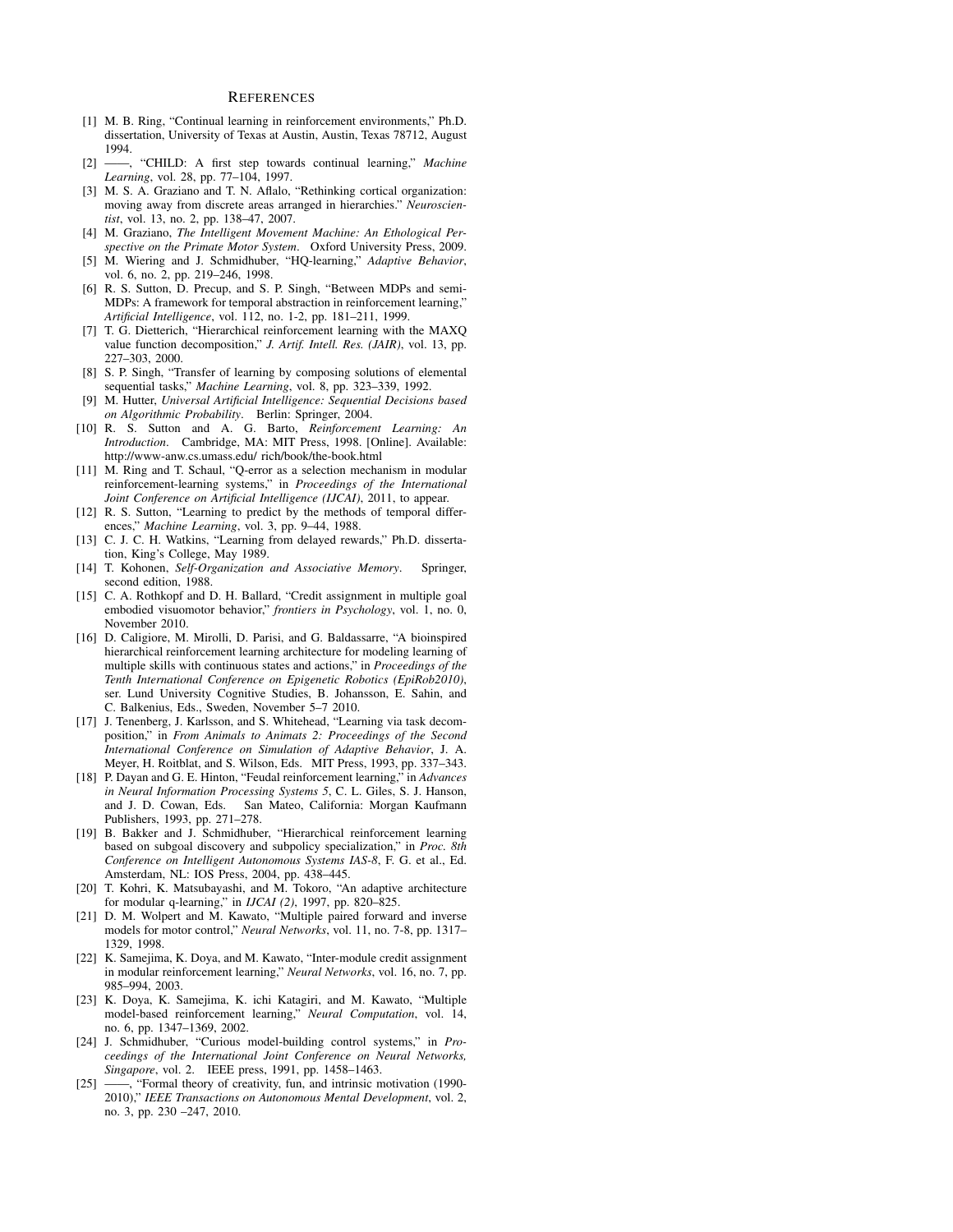# References

[1] M. B. Ring, "Continual learning in reinforcement environments," Ph.D. dissertation, University of Texas at Austin, Austin, Texas 78712, August 1994.

[2] ——, "CHILD: A first step towards continual learning," *Machine Learning*, vol. 28, pp. 77–104, 1997.

[3] M. S. A. Graziano and T. N. Aflalo, "Rethinking cortical organization: moving away from discrete areas arranged in hierarchies." *Neuroscientist*, vol. 13, no. 2, pp. 138–47, 2007.

[4] M. Graziano, *The Intelligent Movement Machine: An Ethological Perspective on the Primate Motor System*. Oxford University Press, 2009.

[5] M. Wiering and J. Schmidhuber, "HQ-learning," *Adaptive Behavior*, vol. 6, no. 2, pp. 219–246, 1998.

[6] R. S. Sutton, D. Precup, and S. P. Singh, "Between MDPs and semi-MDPs: A framework for temporal abstraction in reinforcement learning," *Artificial Intelligence*, vol. 112, no. 1-2, pp. 181–211, 1999.

[7] T. G. Dietterich, "Hierarchical reinforcement learning with the MAXQ value function decomposition," *J. Artif. Intell. Res. (JAIR)*, vol. 13, pp. 227–303, 2000.

[8] S. P. Singh, "Transfer of learning by composing solutions of elemental sequential tasks," *Machine Learning*, vol. 8, pp. 323–339, 1992.

[9] M. Hutter, *Universal Artificial Intelligence: Sequential Decisions based on Algorithmic Probability*. Berlin: Springer, 2004.

[10] R. S. Sutton and A. G. Barto, *Reinforcement Learning: An Introduction*. Cambridge, MA: MIT Press, 1998. [Online]. Available: http://www-anw.cs.umass.edu/ rich/book/the-book.html

[11] M. Ring and T. Schaul, "Q-error as a selection mechanism in modular reinforcement-learning systems," in *Proceedings of the International Joint Conference on Artificial Intelligence (IJCAI)*, 2011, to appear.

[12] R. S. Sutton, "Learning to predict by the methods of temporal differences," *Machine Learning*, vol. 3, pp. 9–44, 1988.

[13] C. J. C. H. Watkins, "Learning from delayed rewards," Ph.D. dissertation, King's College, May 1989.

[14] T. Kohonen, *Self-Organization and Associative Memory*. Springer, second edition, 1988.

[15] C. A. Rothkopf and D. H. Ballard, "Credit assignment in multiple goal embodied visuomotor behavior," *frontiers in Psychology*, vol. 1, no. 0, November 2010.

[16] D. Caligiore, M. Mirolli, D. Parisi, and G. Baldassarre, "A bioinspired hierarchical reinforcement learning architecture for modeling learning of multiple skills with continuous states and actions," in *Proceedings of the Tenth International Conference on Epigenetic Robotics (EpiRob2010)*, ser. Lund University Cognitive Studies, B. Johansson, E. Sahin, and C. Balkenius, Eds., Sweden, November 5–7 2010.

[17] J. Tenenberg, J. Karlsson, and S. Whitehead, "Learning via task decomposition," in *From Animals to Animats 2: Proceedings of the Second International Conference on Simulation of Adaptive Behavior*, J. A. Meyer, H. Roitblat, and S. Wilson, Eds. MIT Press, 1993, pp. 337–343.

[18] P. Dayan and G. E. Hinton, "Feudal reinforcement learning," in *Advances in Neural Information Processing Systems 5*, C. L. Giles, S. J. Hanson, and J. D. Cowan, Eds. San Mateo, California: Morgan Kaufmann Publishers, 1993, pp. 271–278.

[19] B. Bakker and J. Schmidhuber, "Hierarchical reinforcement learning based on subgoal discovery and subpolicy specialization," in *Proc. 8th Conference on Intelligent Autonomous Systems IAS-8*, F. G. et al., Ed. Amsterdam, NL: IOS Press, 2004, pp. 438–445.

[20] T. Kohri, K. Matsubayashi, and M. Tokoro, "An adaptive architecture for modular q-learning," in *IJCAI (2)*, 1997, pp. 820–825.

[21] D. M. Wolpert and M. Kawato, "Multiple paired forward and inverse models for motor control," *Neural Networks*, vol. 11, no. 7-8, pp. 1317–1329, 1998.

[22] K. Samejima, K. Doya, and M. Kawato, "Inter-module credit assignment in modular reinforcement learning," *Neural Networks*, vol. 16, no. 7, pp. 985–994, 2003.

[23] K. Doya, K. Samejima, K. ichi Katagiri, and M. Kawato, "Multiple model-based reinforcement learning," *Neural Computation*, vol. 14, no. 6, pp. 1347–1369, 2002.

[24] J. Schmidhuber, "Curious model-building control systems," in *Proceedings of the International Joint Conference on Neural Networks, Singapore*, vol. 2. IEEE press, 1991, pp. 1458–1463.

[25] ——, "Formal theory of creativity, fun, and intrinsic motivation (1990-2010)," *IEEE Transactions on Autonomous Mental Development*, vol. 2, no. 3, pp. 230 –247, 2010.